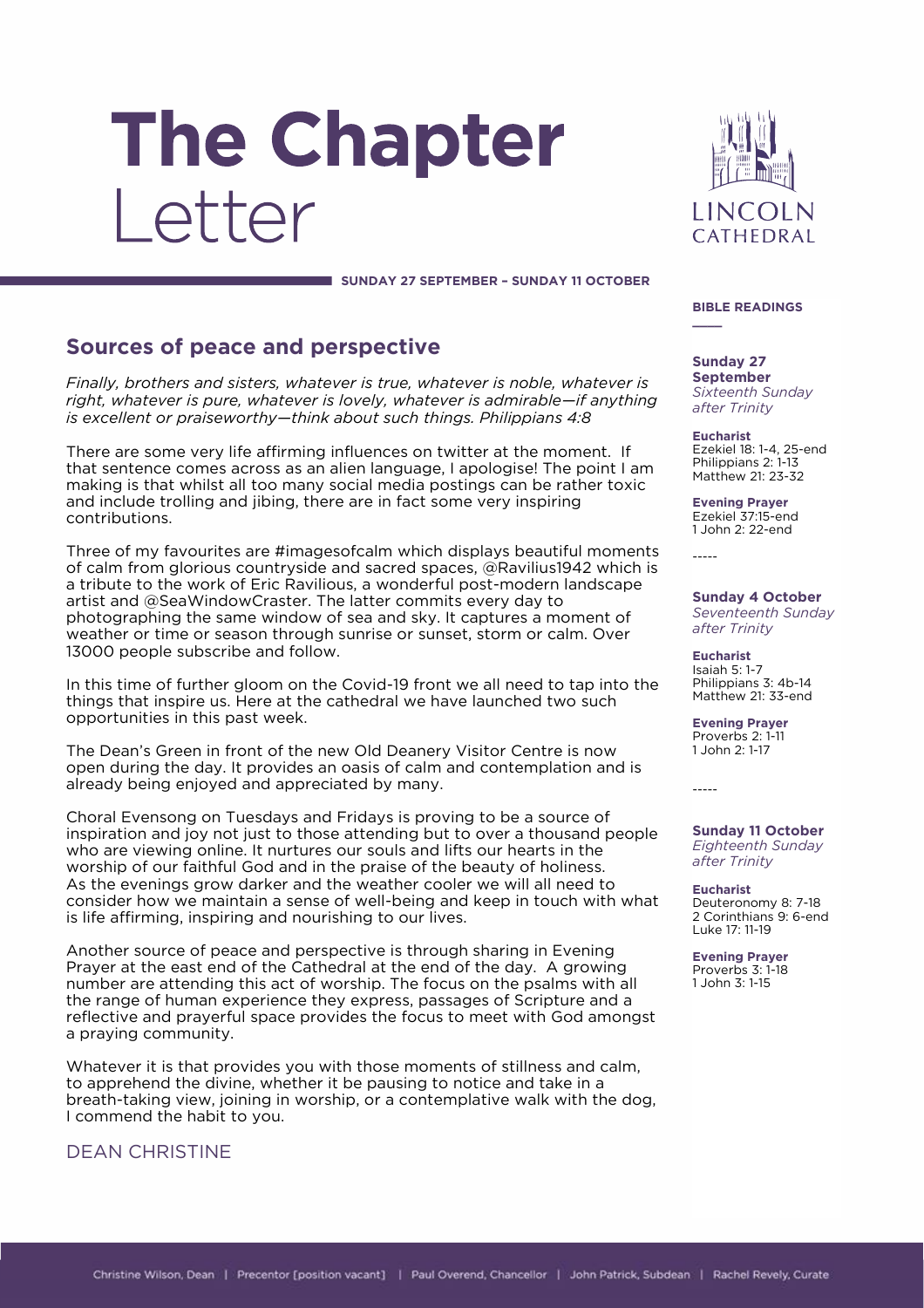# The Chapter Letter

LINCOLN CATHEDRAL

**SUNDAY 27 SEPTEMBER – SUNDAY 11 OCTOBER**

## Sources of peace and perspective

*Finally, brothers and sisters, whatever is true, whatever is noble, whatever is right, whatever is pure, whatever is lovely, whatever is admirable—if anything is excellent or praiseworthy—think about such things. Philippians 4:8*

There are some very life affirming influences on twitter at the moment. If that sentence comes across as an alien language, I apologise! The point I am making is that whilst all too many social media postings can be rather toxic and include trolling and jibing, there are in fact some very inspiring contributions.

Three of my favourites are #imagesofcalm which displays beautiful moments of calm from glorious countryside and sacred spaces, @Ravilius1942 which is a tribute to the work of Eric Ravilious, a wonderful post-modern landscape artist and @SeaWindowCraster. The latter commits every day to photographing the same window of sea and sky. It captures a moment of weather or time or season through sunrise or sunset, storm or calm. Over 13000 people subscribe and follow.

In this time of further gloom on the Covid-19 front we all need to tap into the things that inspire us. Here at the cathedral we have launched two such opportunities in this past week.

The Dean's Green in front of the new Old Deanery Visitor Centre is now open during the day. It provides an oasis of calm and contemplation and is already being enjoyed and appreciated by many.

Choral Evensong on Tuesdays and Fridays is proving to be a source of inspiration and joy not just to those attending but to over a thousand people who are viewing online. It nurtures our souls and lifts our hearts in the worship of our faithful God and in the praise of the beauty of holiness. As the evenings grow darker and the weather cooler we will all need to consider how we maintain a sense of well-being and keep in touch with what is life affirming, inspiring and nourishing to our lives.

Another source of peace and perspective is through sharing in Evening Prayer at the east end of the Cathedral at the end of the day. A growing number are attending this act of worship. The focus on the psalms with all the range of human experience they express, passages of Scripture and a reflective and prayerful space provides the focus to meet with God amongst a praying community.

Whatever it is that provides you with those moments of stillness and calm, to apprehend the divine, whether it be pausing to notice and take in a breath-taking view, joining in worship, or a contemplative walk with the dog, I commend the habit to you.

DEAN CHRISTINE

### BIBLE READINGS

**Sunday 27 September**
*Sixteenth Sunday after Trinity*

**Eucharist**
Ezekiel 18: 1-4, 25-end
Philippians 2: 1-13
Matthew 21: 23-32

**Evening Prayer**
Ezekiel 37:15-end
1 John 2: 22-end

-----

**Sunday 4 October**
*Seventeenth Sunday after Trinity*

**Eucharist**
Isaiah 5: 1-7
Philippians 3: 4b-14
Matthew 21: 33-end

**Evening Prayer**
Proverbs 2: 1-11
1 John 2: 1-17

-----

**Sunday 11 October**
*Eighteenth Sunday after Trinity*

**Eucharist**
Deuteronomy 8: 7-18
2 Corinthians 9: 6-end
Luke 17: 11-19

**Evening Prayer**
Proverbs 3: 1-18
1 John 3: 1-15

Christine Wilson, Dean | Precentor [position vacant] | Paul Overend, Chancellor | John Patrick, Subdean | Rachel Revely, Curate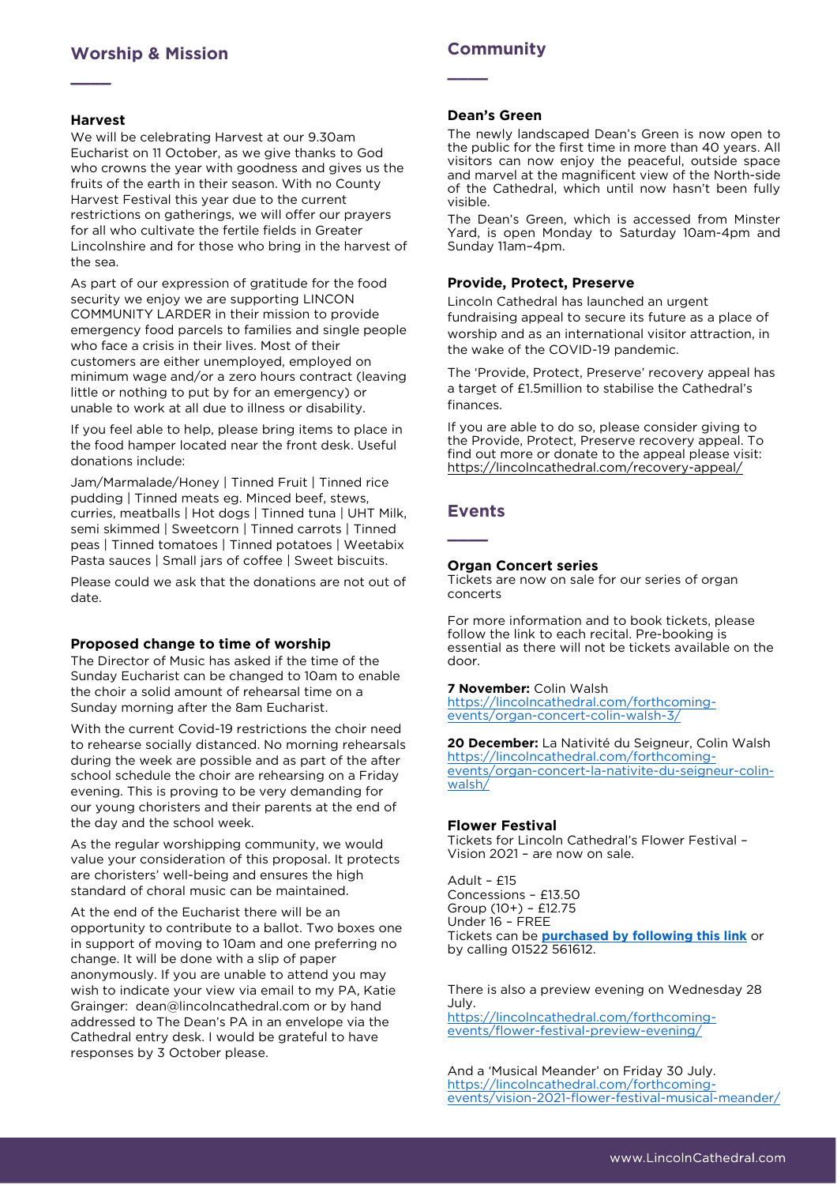## Worship & Mission

### Harvest

We will be celebrating Harvest at our 9.30am Eucharist on 11 October, as we give thanks to God who crowns the year with goodness and gives us the fruits of the earth in their season. With no County Harvest Festival this year due to the current restrictions on gatherings, we will offer our prayers for all who cultivate the fertile fields in Greater Lincolnshire and for those who bring in the harvest of the sea.

As part of our expression of gratitude for the food security we enjoy we are supporting LINCON COMMUNITY LARDER in their mission to provide emergency food parcels to families and single people who face a crisis in their lives. Most of their customers are either unemployed, employed on minimum wage and/or a zero hours contract (leaving little or nothing to put by for an emergency) or unable to work at all due to illness or disability.

If you feel able to help, please bring items to place in the food hamper located near the front desk. Useful donations include:

Jam/Marmalade/Honey | Tinned Fruit | Tinned rice pudding | Tinned meats eg. Minced beef, stews, curries, meatballs | Hot dogs | Tinned tuna | UHT Milk, semi skimmed | Sweetcorn | Tinned carrots | Tinned peas | Tinned tomatoes | Tinned potatoes | Weetabix Pasta sauces | Small jars of coffee | Sweet biscuits.

Please could we ask that the donations are not out of date.

### Proposed change to time of worship

The Director of Music has asked if the time of the Sunday Eucharist can be changed to 10am to enable the choir a solid amount of rehearsal time on a Sunday morning after the 8am Eucharist.

With the current Covid-19 restrictions the choir need to rehearse socially distanced. No morning rehearsals during the week are possible and as part of the after school schedule the choir are rehearsing on a Friday evening. This is proving to be very demanding for our young choristers and their parents at the end of the day and the school week.

As the regular worshipping community, we would value your consideration of this proposal. It protects are choristers' well-being and ensures the high standard of choral music can be maintained.

At the end of the Eucharist there will be an opportunity to contribute to a ballot. Two boxes one in support of moving to 10am and one preferring no change. It will be done with a slip of paper anonymously. If you are unable to attend you may wish to indicate your view via email to my PA, Katie Grainger: dean@lincolncathedral.com or by hand addressed to The Dean's PA in an envelope via the Cathedral entry desk. I would be grateful to have responses by 3 October please.

## Community

### Dean's Green

The newly landscaped Dean's Green is now open to the public for the first time in more than 40 years. All visitors can now enjoy the peaceful, outside space and marvel at the magnificent view of the North-side of the Cathedral, which until now hasn't been fully visible.

The Dean's Green, which is accessed from Minster Yard, is open Monday to Saturday 10am-4pm and Sunday 11am–4pm.

### Provide, Protect, Preserve

Lincoln Cathedral has launched an urgent fundraising appeal to secure its future as a place of worship and as an international visitor attraction, in the wake of the COVID-19 pandemic.

The 'Provide, Protect, Preserve' recovery appeal has a target of £1.5million to stabilise the Cathedral's finances.

If you are able to do so, please consider giving to the Provide, Protect, Preserve recovery appeal. To find out more or donate to the appeal please visit: https://lincolncathedral.com/recovery-appeal/

## Events

### Organ Concert series

Tickets are now on sale for our series of organ concerts

For more information and to book tickets, please follow the link to each recital. Pre-booking is essential as there will not be tickets available on the door.

**7 November:** Colin Walsh
https://lincolncathedral.com/forthcoming-events/organ-concert-colin-walsh-3/

**20 December:** La Nativité du Seigneur, Colin Walsh
https://lincolncathedral.com/forthcoming-events/organ-concert-la-nativite-du-seigneur-colin-walsh/

### Flower Festival

Tickets for Lincoln Cathedral's Flower Festival – Vision 2021 – are now on sale.

Adult – £15
Concessions – £13.50
Group (10+) – £12.75
Under 16 – FREE
Tickets can be **purchased by following this link** or by calling 01522 561612.

There is also a preview evening on Wednesday 28 July.
https://lincolncathedral.com/forthcoming-events/flower-festival-preview-evening/

And a 'Musical Meander' on Friday 30 July.
https://lincolncathedral.com/forthcoming-events/vision-2021-flower-festival-musical-meander/